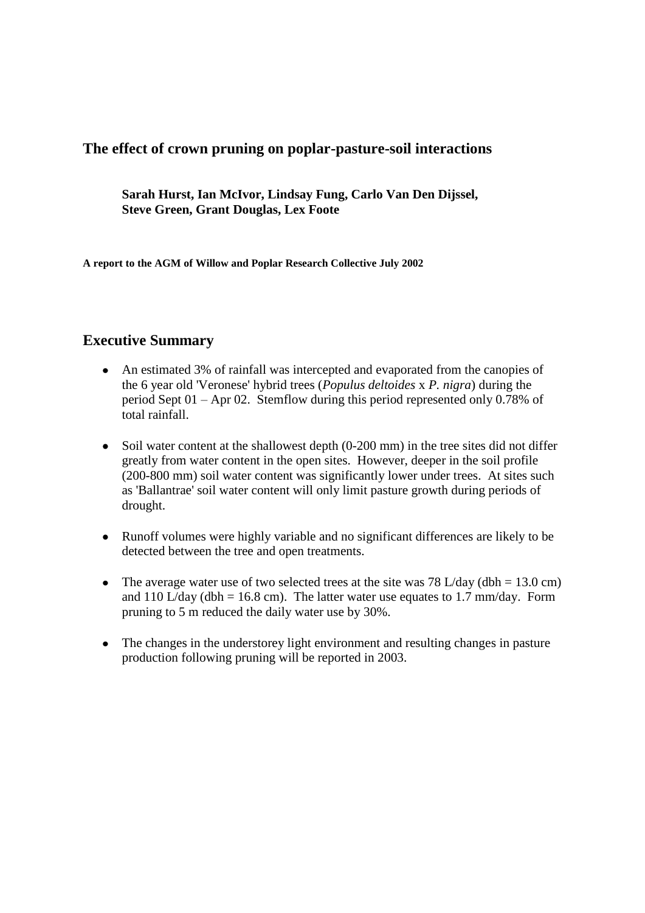# The effect of crown pruning on poplar-pasture-soil interactions

**Sarah Hurst, Ian McIvor, Lindsay Fung, Carlo Van Den Dijssel, Steve Green, Grant Douglas, Lex Foote**

**A report to the AGM of Willow and Poplar Research Collective July 2002**

## Executive Summary

- An estimated 3% of rainfall was intercepted and evaporated from the canopies of the 6 year old 'Veronese' hybrid trees (*Populus deltoides* x *P. nigra*) during the period Sept 01 – Apr 02. Stemflow during this period represented only 0.78% of total rainfall.

- Soil water content at the shallowest depth (0-200 mm) in the tree sites did not differ greatly from water content in the open sites. However, deeper in the soil profile (200-800 mm) soil water content was significantly lower under trees. At sites such as 'Ballantrae' soil water content will only limit pasture growth during periods of drought.

- Runoff volumes were highly variable and no significant differences are likely to be detected between the tree and open treatments.

- The average water use of two selected trees at the site was 78 L/day (dbh = 13.0 cm) and 110 L/day (dbh = 16.8 cm). The latter water use equates to 1.7 mm/day. Form pruning to 5 m reduced the daily water use by 30%.

- The changes in the understorey light environment and resulting changes in pasture production following pruning will be reported in 2003.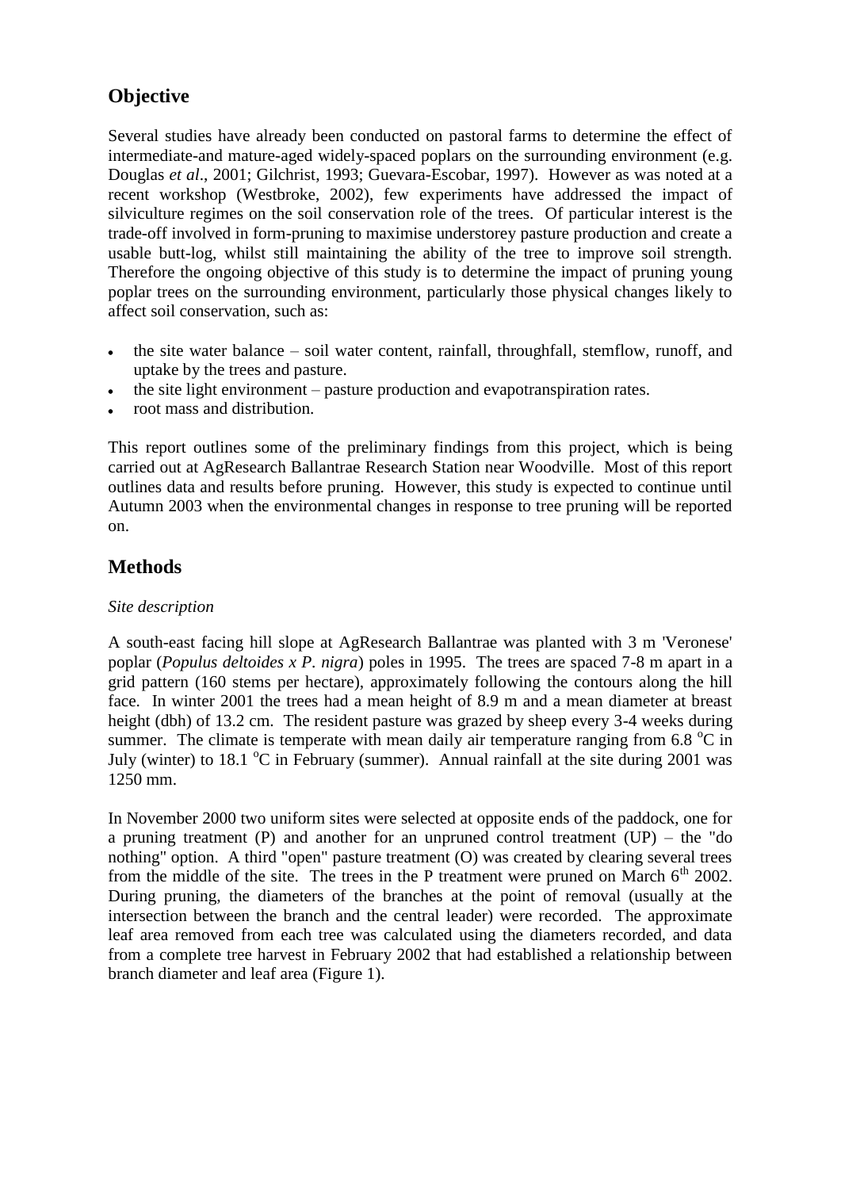## Objective

Several studies have already been conducted on pastoral farms to determine the effect of intermediate-and mature-aged widely-spaced poplars on the surrounding environment (e.g. Douglas *et al*., 2001; Gilchrist, 1993; Guevara-Escobar, 1997). However as was noted at a recent workshop (Westbroke, 2002), few experiments have addressed the impact of silviculture regimes on the soil conservation role of the trees. Of particular interest is the trade-off involved in form-pruning to maximise understorey pasture production and create a usable butt-log, whilst still maintaining the ability of the tree to improve soil strength. Therefore the ongoing objective of this study is to determine the impact of pruning young poplar trees on the surrounding environment, particularly those physical changes likely to affect soil conservation, such as:

- the site water balance – soil water content, rainfall, throughfall, stemflow, runoff, and uptake by the trees and pasture.
- the site light environment – pasture production and evapotranspiration rates.
- root mass and distribution.

This report outlines some of the preliminary findings from this project, which is being carried out at AgResearch Ballantrae Research Station near Woodville. Most of this report outlines data and results before pruning. However, this study is expected to continue until Autumn 2003 when the environmental changes in response to tree pruning will be reported on.

## Methods

*Site description*

A south-east facing hill slope at AgResearch Ballantrae was planted with 3 m 'Veronese' poplar (*Populus deltoides x P. nigra*) poles in 1995. The trees are spaced 7-8 m apart in a grid pattern (160 stems per hectare), approximately following the contours along the hill face. In winter 2001 the trees had a mean height of 8.9 m and a mean diameter at breast height (dbh) of 13.2 cm. The resident pasture was grazed by sheep every 3-4 weeks during summer. The climate is temperate with mean daily air temperature ranging from 6.8 $^{o}$C in July (winter) to 18.1 $^{o}$C in February (summer). Annual rainfall at the site during 2001 was 1250 mm.

In November 2000 two uniform sites were selected at opposite ends of the paddock, one for a pruning treatment (P) and another for an unpruned control treatment (UP) – the "do nothing" option. A third "open" pasture treatment (O) was created by clearing several trees from the middle of the site. The trees in the P treatment were pruned on March 6$^{th}$ 2002. During pruning, the diameters of the branches at the point of removal (usually at the intersection between the branch and the central leader) were recorded. The approximate leaf area removed from each tree was calculated using the diameters recorded, and data from a complete tree harvest in February 2002 that had established a relationship between branch diameter and leaf area (Figure 1).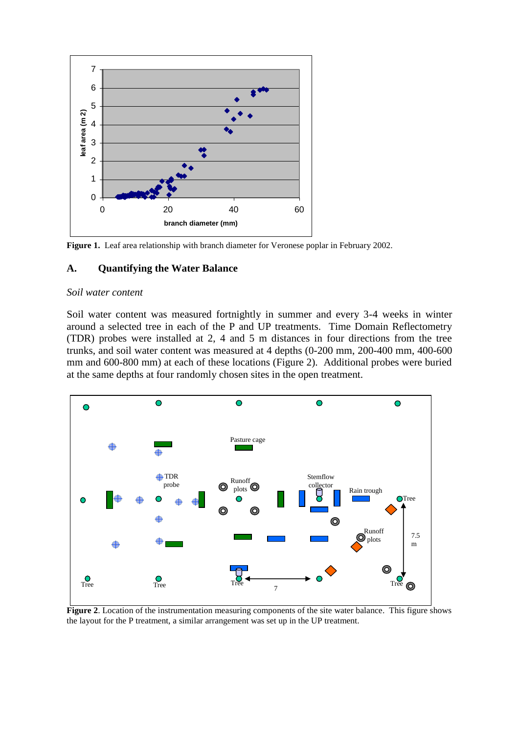**Figure 1.** Leaf area relationship with branch diameter for Veronese poplar in February 2002.

## A. Quantifying the Water Balance

*Soil water content*

Soil water content was measured fortnightly in summer and every 3-4 weeks in winter around a selected tree in each of the P and UP treatments. Time Domain Reflectometry (TDR) probes were installed at 2, 4 and 5 m distances in four directions from the tree trunks, and soil water content was measured at 4 depths (0-200 mm, 200-400 mm, 400-600 mm and 600-800 mm) at each of these locations (Figure 2). Additional probes were buried at the same depths at four randomly chosen sites in the open treatment.

**Figure 2**. Location of the instrumentation measuring components of the site water balance. This figure shows the layout for the P treatment, a similar arrangement was set up in the UP treatment.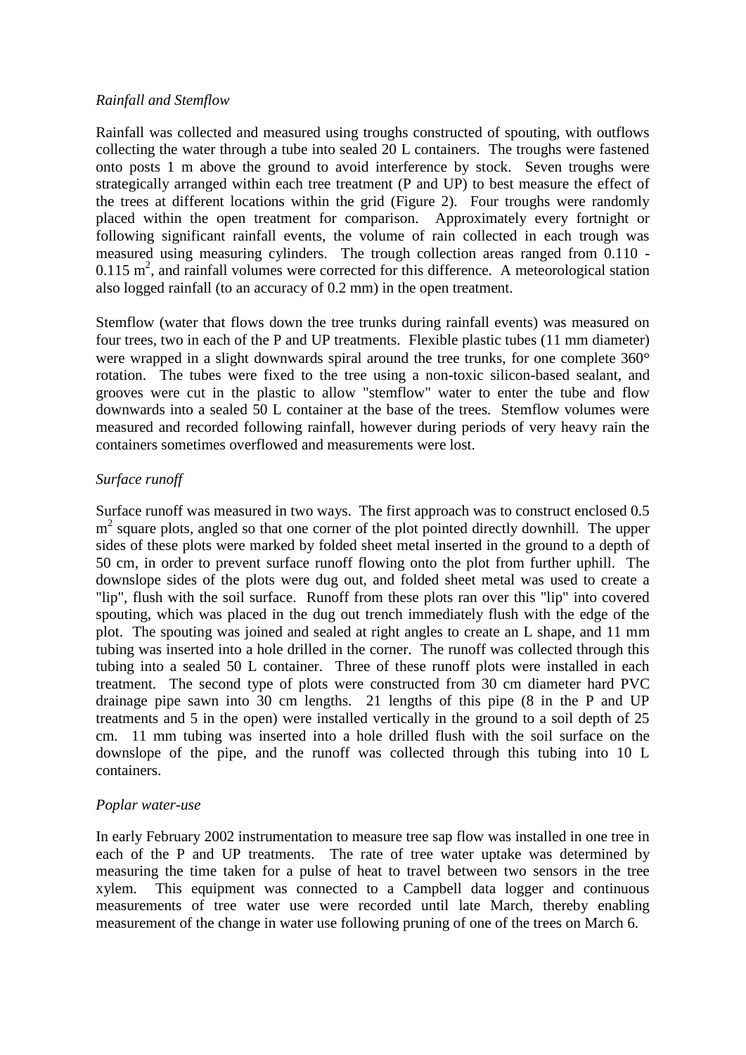*Rainfall and Stemflow*

Rainfall was collected and measured using troughs constructed of spouting, with outflows collecting the water through a tube into sealed 20 L containers. The troughs were fastened onto posts 1 m above the ground to avoid interference by stock. Seven troughs were strategically arranged within each tree treatment (P and UP) to best measure the effect of the trees at different locations within the grid (Figure 2). Four troughs were randomly placed within the open treatment for comparison. Approximately every fortnight or following significant rainfall events, the volume of rain collected in each trough was measured using measuring cylinders. The trough collection areas ranged from 0.110 - 0.115 $m^2$, and rainfall volumes were corrected for this difference. A meteorological station also logged rainfall (to an accuracy of 0.2 mm) in the open treatment.

Stemflow (water that flows down the tree trunks during rainfall events) was measured on four trees, two in each of the P and UP treatments. Flexible plastic tubes (11 mm diameter) were wrapped in a slight downwards spiral around the tree trunks, for one complete 360° rotation. The tubes were fixed to the tree using a non-toxic silicon-based sealant, and grooves were cut in the plastic to allow "stemflow" water to enter the tube and flow downwards into a sealed 50 L container at the base of the trees. Stemflow volumes were measured and recorded following rainfall, however during periods of very heavy rain the containers sometimes overflowed and measurements were lost.

*Surface runoff*

Surface runoff was measured in two ways. The first approach was to construct enclosed 0.5 $m^2$ square plots, angled so that one corner of the plot pointed directly downhill. The upper sides of these plots were marked by folded sheet metal inserted in the ground to a depth of 50 cm, in order to prevent surface runoff flowing onto the plot from further uphill. The downslope sides of the plots were dug out, and folded sheet metal was used to create a "lip", flush with the soil surface. Runoff from these plots ran over this "lip" into covered spouting, which was placed in the dug out trench immediately flush with the edge of the plot. The spouting was joined and sealed at right angles to create an L shape, and 11 mm tubing was inserted into a hole drilled in the corner. The runoff was collected through this tubing into a sealed 50 L container. Three of these runoff plots were installed in each treatment. The second type of plots were constructed from 30 cm diameter hard PVC drainage pipe sawn into 30 cm lengths. 21 lengths of this pipe (8 in the P and UP treatments and 5 in the open) were installed vertically in the ground to a soil depth of 25 cm. 11 mm tubing was inserted into a hole drilled flush with the soil surface on the downslope of the pipe, and the runoff was collected through this tubing into 10 L containers.

*Poplar water-use*

In early February 2002 instrumentation to measure tree sap flow was installed in one tree in each of the P and UP treatments. The rate of tree water uptake was determined by measuring the time taken for a pulse of heat to travel between two sensors in the tree xylem. This equipment was connected to a Campbell data logger and continuous measurements of tree water use were recorded until late March, thereby enabling measurement of the change in water use following pruning of one of the trees on March 6.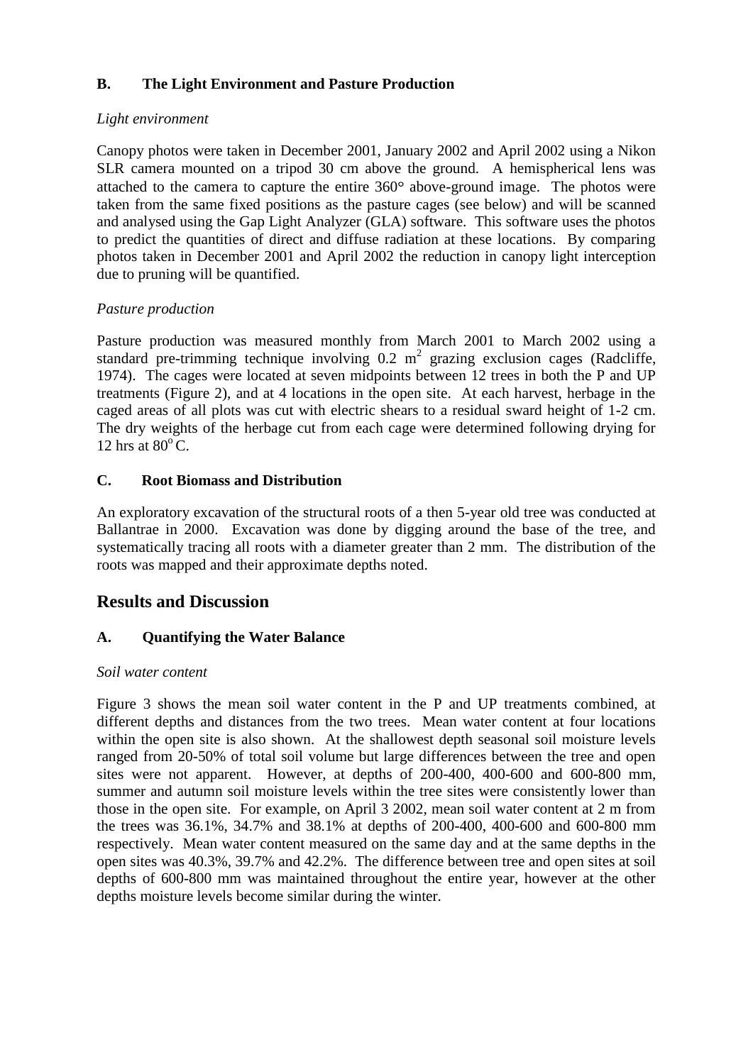### B. The Light Environment and Pasture Production

*Light environment*

Canopy photos were taken in December 2001, January 2002 and April 2002 using a Nikon SLR camera mounted on a tripod 30 cm above the ground. A hemispherical lens was attached to the camera to capture the entire 360° above-ground image. The photos were taken from the same fixed positions as the pasture cages (see below) and will be scanned and analysed using the Gap Light Analyzer (GLA) software. This software uses the photos to predict the quantities of direct and diffuse radiation at these locations. By comparing photos taken in December 2001 and April 2002 the reduction in canopy light interception due to pruning will be quantified.

*Pasture production*

Pasture production was measured monthly from March 2001 to March 2002 using a standard pre-trimming technique involving 0.2 $m^2$ grazing exclusion cages (Radcliffe, 1974). The cages were located at seven midpoints between 12 trees in both the P and UP treatments (Figure 2), and at 4 locations in the open site. At each harvest, herbage in the caged areas of all plots was cut with electric shears to a residual sward height of 1-2 cm. The dry weights of the herbage cut from each cage were determined following drying for 12 hrs at $80^o$C.

### C. Root Biomass and Distribution

An exploratory excavation of the structural roots of a then 5-year old tree was conducted at Ballantrae in 2000. Excavation was done by digging around the base of the tree, and systematically tracing all roots with a diameter greater than 2 mm. The distribution of the roots was mapped and their approximate depths noted.

## Results and Discussion

### A. Quantifying the Water Balance

*Soil water content*

Figure 3 shows the mean soil water content in the P and UP treatments combined, at different depths and distances from the two trees. Mean water content at four locations within the open site is also shown. At the shallowest depth seasonal soil moisture levels ranged from 20-50% of total soil volume but large differences between the tree and open sites were not apparent. However, at depths of 200-400, 400-600 and 600-800 mm, summer and autumn soil moisture levels within the tree sites were consistently lower than those in the open site. For example, on April 3 2002, mean soil water content at 2 m from the trees was 36.1%, 34.7% and 38.1% at depths of 200-400, 400-600 and 600-800 mm respectively. Mean water content measured on the same day and at the same depths in the open sites was 40.3%, 39.7% and 42.2%. The difference between tree and open sites at soil depths of 600-800 mm was maintained throughout the entire year, however at the other depths moisture levels become similar during the winter.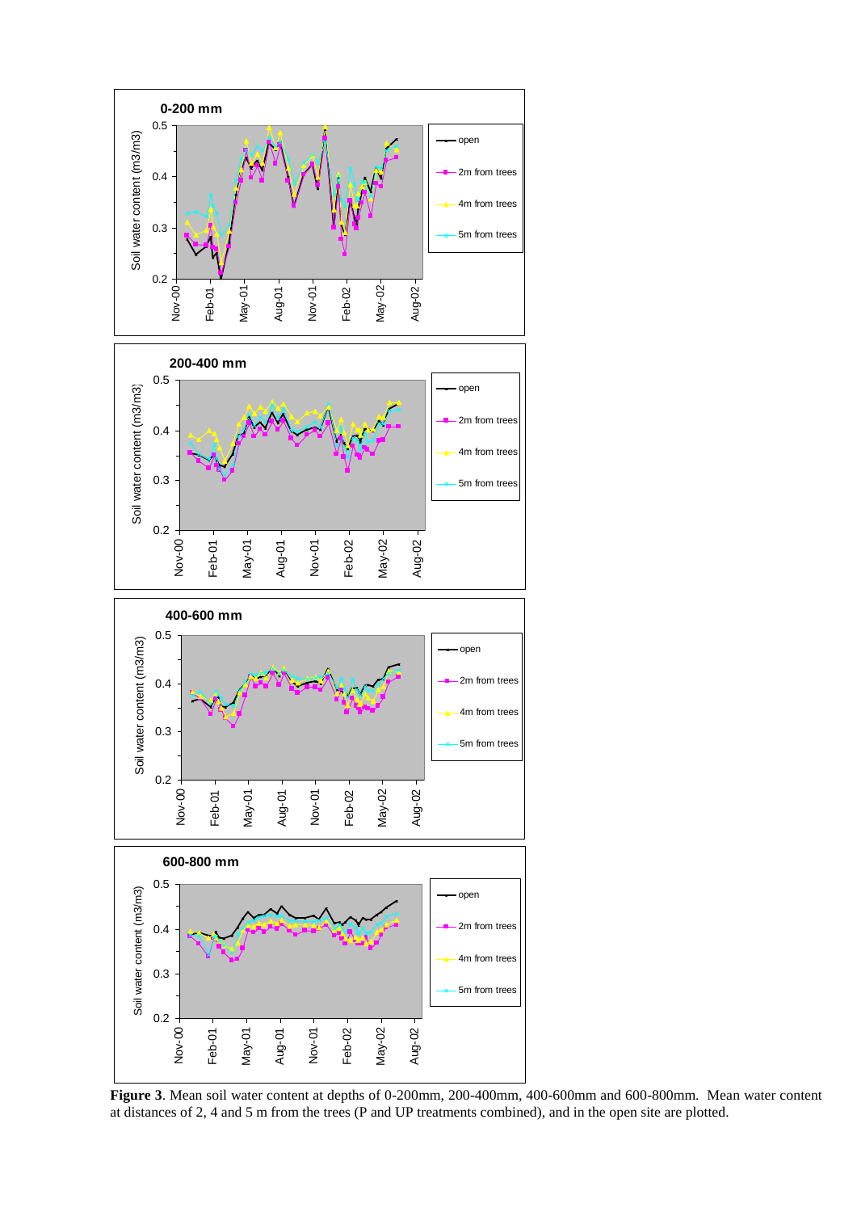**Figure 3**. Mean soil water content at depths of 0-200mm, 200-400mm, 400-600mm and 600-800mm. Mean water content at distances of 2, 4 and 5 m from the trees (P and UP treatments combined), and in the open site are plotted.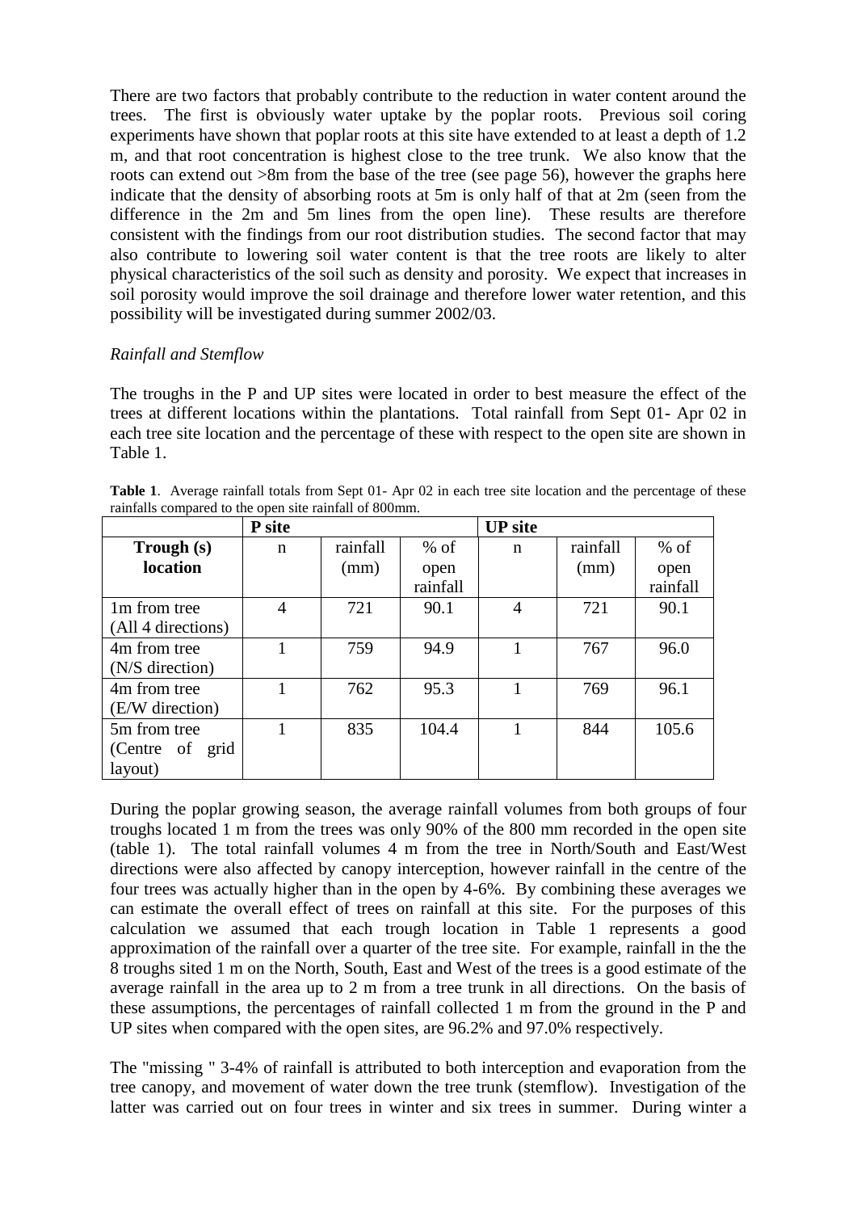There are two factors that probably contribute to the reduction in water content around the trees. The first is obviously water uptake by the poplar roots. Previous soil coring experiments have shown that poplar roots at this site have extended to at least a depth of 1.2 m, and that root concentration is highest close to the tree trunk. We also know that the roots can extend out >8m from the base of the tree (see page 56), however the graphs here indicate that the density of absorbing roots at 5m is only half of that at 2m (seen from the difference in the 2m and 5m lines from the open line). These results are therefore consistent with the findings from our root distribution studies. The second factor that may also contribute to lowering soil water content is that the tree roots are likely to alter physical characteristics of the soil such as density and porosity. We expect that increases in soil porosity would improve the soil drainage and therefore lower water retention, and this possibility will be investigated during summer 2002/03.

*Rainfall and Stemflow*

The troughs in the P and UP sites were located in order to best measure the effect of the trees at different locations within the plantations. Total rainfall from Sept 01- Apr 02 in each tree site location and the percentage of these with respect to the open site are shown in Table 1.

**Table 1**. Average rainfall totals from Sept 01- Apr 02 in each tree site location and the percentage of these rainfalls compared to the open site rainfall of 800mm.

| | P site | | | UP site | | |
|---|---|---|---|---|---|---|
| **Trough (s) location** | n | rainfall (mm) | % of open rainfall | n | rainfall (mm) | % of open rainfall |
| 1m from tree (All 4 directions) | 4 | 721 | 90.1 | 4 | 721 | 90.1 |
| 4m from tree (N/S direction) | 1 | 759 | 94.9 | 1 | 767 | 96.0 |
| 4m from tree (E/W direction) | 1 | 762 | 95.3 | 1 | 769 | 96.1 |
| 5m from tree (Centre of grid layout) | 1 | 835 | 104.4 | 1 | 844 | 105.6 |

During the poplar growing season, the average rainfall volumes from both groups of four troughs located 1 m from the trees was only 90% of the 800 mm recorded in the open site (table 1). The total rainfall volumes 4 m from the tree in North/South and East/West directions were also affected by canopy interception, however rainfall in the centre of the four trees was actually higher than in the open by 4-6%. By combining these averages we can estimate the overall effect of trees on rainfall at this site. For the purposes of this calculation we assumed that each trough location in Table 1 represents a good approximation of the rainfall over a quarter of the tree site. For example, rainfall in the the 8 troughs sited 1 m on the North, South, East and West of the trees is a good estimate of the average rainfall in the area up to 2 m from a tree trunk in all directions. On the basis of these assumptions, the percentages of rainfall collected 1 m from the ground in the P and UP sites when compared with the open sites, are 96.2% and 97.0% respectively.

The "missing " 3-4% of rainfall is attributed to both interception and evaporation from the tree canopy, and movement of water down the tree trunk (stemflow). Investigation of the latter was carried out on four trees in winter and six trees in summer. During winter a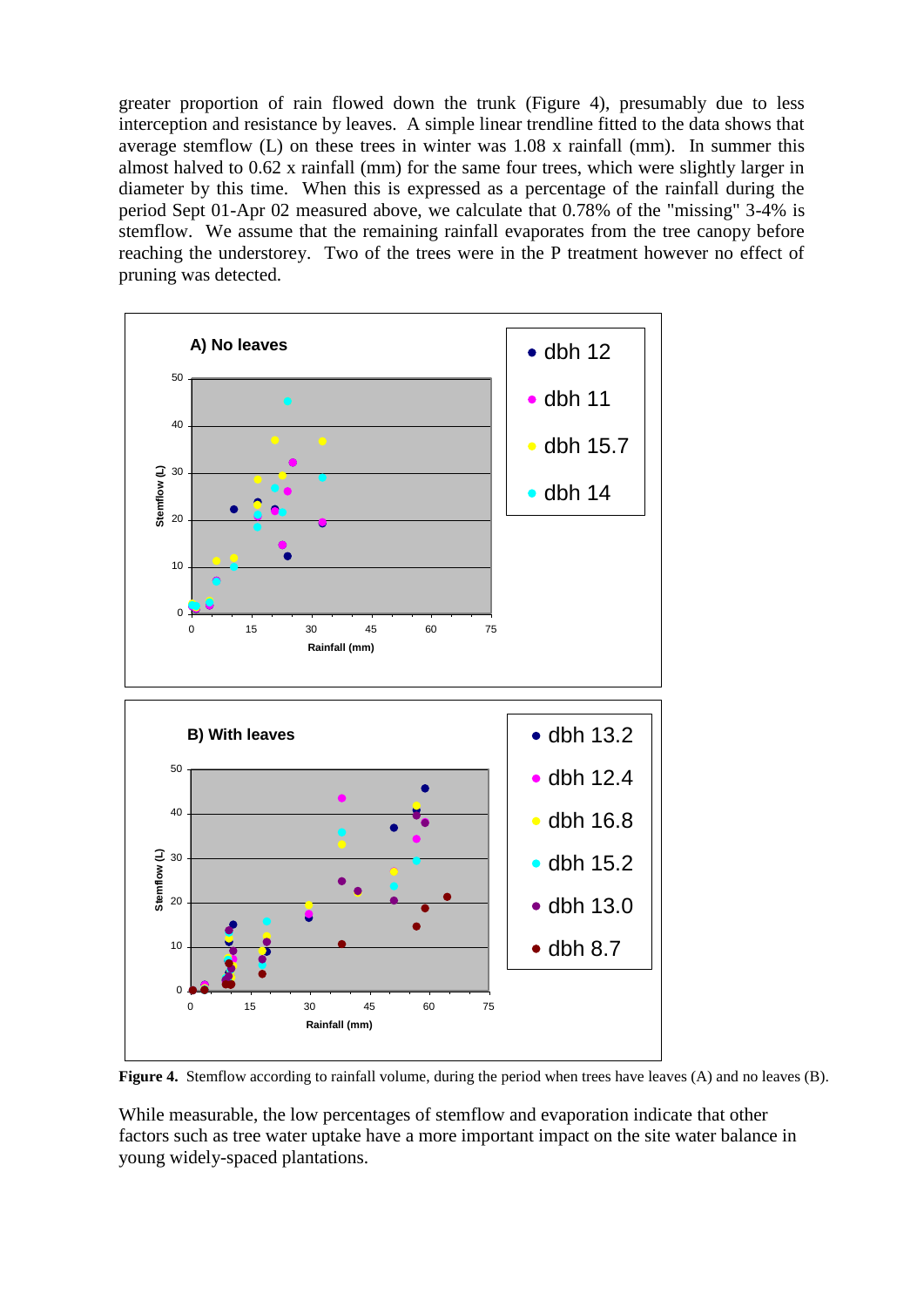greater proportion of rain flowed down the trunk (Figure 4), presumably due to less interception and resistance by leaves. A simple linear trendline fitted to the data shows that average stemflow (L) on these trees in winter was 1.08 x rainfall (mm). In summer this almost halved to 0.62 x rainfall (mm) for the same four trees, which were slightly larger in diameter by this time. When this is expressed as a percentage of the rainfall during the period Sept 01-Apr 02 measured above, we calculate that 0.78% of the "missing" 3-4% is stemflow. We assume that the remaining rainfall evaporates from the tree canopy before reaching the understorey. Two of the trees were in the P treatment however no effect of pruning was detected.

**Figure 4.** Stemflow according to rainfall volume, during the period when trees have leaves (A) and no leaves (B).

While measurable, the low percentages of stemflow and evaporation indicate that other factors such as tree water uptake have a more important impact on the site water balance in young widely-spaced plantations.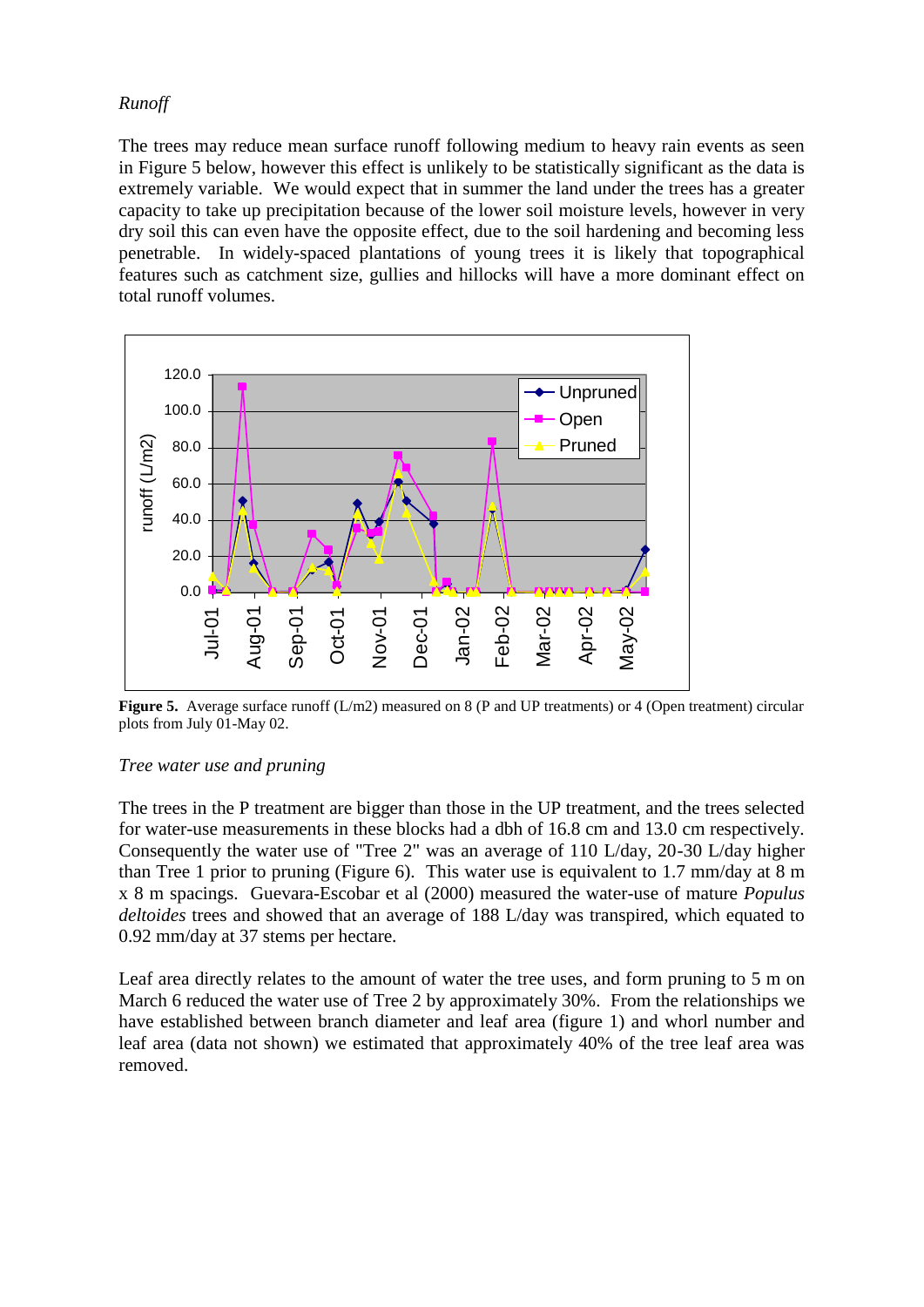*Runoff*

The trees may reduce mean surface runoff following medium to heavy rain events as seen in Figure 5 below, however this effect is unlikely to be statistically significant as the data is extremely variable. We would expect that in summer the land under the trees has a greater capacity to take up precipitation because of the lower soil moisture levels, however in very dry soil this can even have the opposite effect, due to the soil hardening and becoming less penetrable. In widely-spaced plantations of young trees it is likely that topographical features such as catchment size, gullies and hillocks will have a more dominant effect on total runoff volumes.

**Figure 5.** Average surface runoff (L/m2) measured on 8 (P and UP treatments) or 4 (Open treatment) circular plots from July 01-May 02.

*Tree water use and pruning*

The trees in the P treatment are bigger than those in the UP treatment, and the trees selected for water-use measurements in these blocks had a dbh of 16.8 cm and 13.0 cm respectively. Consequently the water use of "Tree 2" was an average of 110 L/day, 20-30 L/day higher than Tree 1 prior to pruning (Figure 6). This water use is equivalent to 1.7 mm/day at 8 m x 8 m spacings. Guevara-Escobar et al (2000) measured the water-use of mature *Populus deltoides* trees and showed that an average of 188 L/day was transpired, which equated to 0.92 mm/day at 37 stems per hectare.

Leaf area directly relates to the amount of water the tree uses, and form pruning to 5 m on March 6 reduced the water use of Tree 2 by approximately 30%. From the relationships we have established between branch diameter and leaf area (figure 1) and whorl number and leaf area (data not shown) we estimated that approximately 40% of the tree leaf area was removed.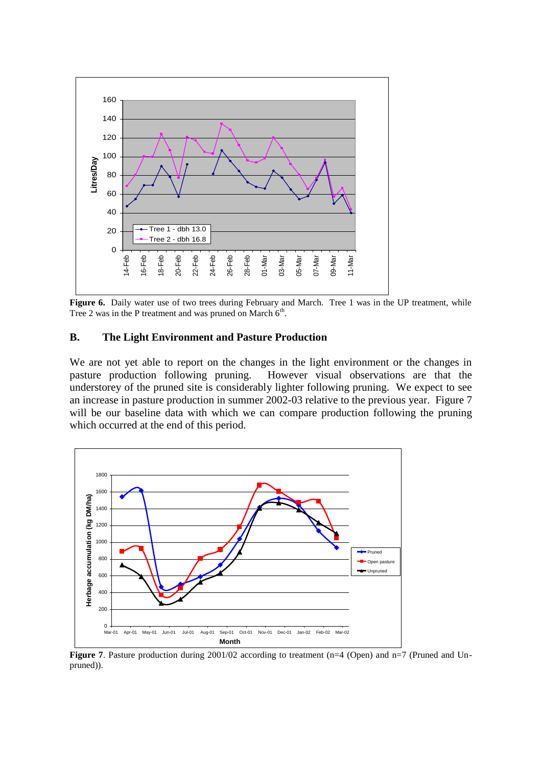**Figure 6.** Daily water use of two trees during February and March. Tree 1 was in the UP treatment, while Tree 2 was in the P treatment and was pruned on March 6th.

## B. The Light Environment and Pasture Production

We are not yet able to report on the changes in the light environment or the changes in pasture production following pruning. However visual observations are that the understorey of the pruned site is considerably lighter following pruning. We expect to see an increase in pasture production in summer 2002-03 relative to the previous year. Figure 7 will be our baseline data with which we can compare production following the pruning which occurred at the end of this period.

**Figure 7**. Pasture production during 2001/02 according to treatment (n=4 (Open) and n=7 (Pruned and Un-pruned)).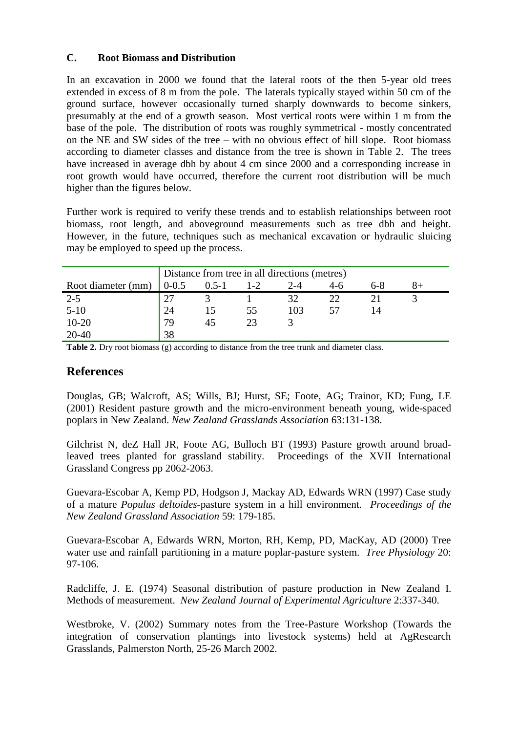### C. Root Biomass and Distribution

In an excavation in 2000 we found that the lateral roots of the then 5-year old trees extended in excess of 8 m from the pole. The laterals typically stayed within 50 cm of the ground surface, however occasionally turned sharply downwards to become sinkers, presumably at the end of a growth season. Most vertical roots were within 1 m from the base of the pole. The distribution of roots was roughly symmetrical - mostly concentrated on the NE and SW sides of the tree – with no obvious effect of hill slope. Root biomass according to diameter classes and distance from the tree is shown in Table 2. The trees have increased in average dbh by about 4 cm since 2000 and a corresponding increase in root growth would have occurred, therefore the current root distribution will be much higher than the figures below.

Further work is required to verify these trends and to establish relationships between root biomass, root length, and aboveground measurements such as tree dbh and height. However, in the future, techniques such as mechanical excavation or hydraulic sluicing may be employed to speed up the process.

| | Distance from tree in all directions (metres) | | | | | | |
|---|---|---|---|---|---|---|---|
| Root diameter (mm) | 0-0.5 | 0.5-1 | 1-2 | 2-4 | 4-6 | 6-8 | 8+ |
| 2-5 | 27 | 3 | 1 | 32 | 22 | 21 | 3 |
| 5-10 | 24 | 15 | 55 | 103 | 57 | 14 | |
| 10-20 | 79 | 45 | 23 | 3 | | | |
| 20-40 | 38 | | | | | | |

**Table 2.** Dry root biomass (g) according to distance from the tree trunk and diameter class.

## References

Douglas, GB; Walcroft, AS; Wills, BJ; Hurst, SE; Foote, AG; Trainor, KD; Fung, LE (2001) Resident pasture growth and the micro-environment beneath young, wide-spaced poplars in New Zealand. *New Zealand Grasslands Association* 63:131-138.

Gilchrist N, deZ Hall JR, Foote AG, Bulloch BT (1993) Pasture growth around broad-leaved trees planted for grassland stability. Proceedings of the XVII International Grassland Congress pp 2062-2063.

Guevara-Escobar A, Kemp PD, Hodgson J, Mackay AD, Edwards WRN (1997) Case study of a mature *Populus deltoides*-pasture system in a hill environment. *Proceedings of the New Zealand Grassland Association* 59: 179-185.

Guevara-Escobar A, Edwards WRN, Morton, RH, Kemp, PD, MacKay, AD (2000) Tree water use and rainfall partitioning in a mature poplar-pasture system. *Tree Physiology* 20: 97-106.

Radcliffe, J. E. (1974) Seasonal distribution of pasture production in New Zealand I. Methods of measurement. *New Zealand Journal of Experimental Agriculture* 2:337-340.

Westbroke, V. (2002) Summary notes from the Tree-Pasture Workshop (Towards the integration of conservation plantings into livestock systems) held at AgResearch Grasslands, Palmerston North, 25-26 March 2002.